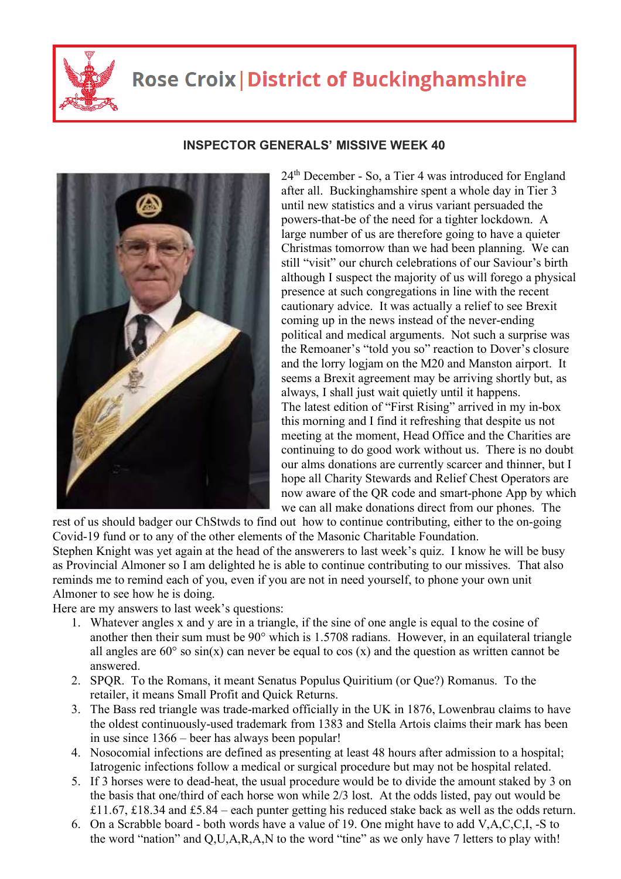# Rose Croix | District of Buckinghamshire

## INSPECTOR GENERALS' MISSIVE WEEK 40

24th December - So, a Tier 4 was introduced for England after all. Buckinghamshire spent a whole day in Tier 3 until new statistics and a virus variant persuaded the powers-that-be of the need for a tighter lockdown. A large number of us are therefore going to have a quieter Christmas tomorrow than we had been planning. We can still "visit" our church celebrations of our Saviour's birth although I suspect the majority of us will forego a physical presence at such congregations in line with the recent cautionary advice. It was actually a relief to see Brexit coming up in the news instead of the never-ending political and medical arguments. Not such a surprise was the Remoaner's "told you so" reaction to Dover's closure and the lorry logjam on the M20 and Manston airport. It seems a Brexit agreement may be arriving shortly but, as always, I shall just wait quietly until it happens.

The latest edition of "First Rising" arrived in my in-box this morning and I find it refreshing that despite us not meeting at the moment, Head Office and the Charities are continuing to do good work without us. There is no doubt our alms donations are currently scarcer and thinner, but I hope all Charity Stewards and Relief Chest Operators are now aware of the QR code and smart-phone App by which we can all make donations direct from our phones. The rest of us should badger our ChStwds to find out how to continue contributing, either to the on-going Covid-19 fund or to any of the other elements of the Masonic Charitable Foundation.

Stephen Knight was yet again at the head of the answerers to last week's quiz. I know he will be busy as Provincial Almoner so I am delighted he is able to continue contributing to our missives. That also reminds me to remind each of you, even if you are not in need yourself, to phone your own unit Almoner to see how he is doing.

Here are my answers to last week's questions:

1. Whatever angles x and y are in a triangle, if the sine of one angle is equal to the cosine of another then their sum must be 90° which is 1.5708 radians. However, in an equilateral triangle all angles are 60° so sin(x) can never be equal to cos (x) and the question as written cannot be answered.
2. SPQR. To the Romans, it meant Senatus Populus Quiritium (or Que?) Romanus. To the retailer, it means Small Profit and Quick Returns.
3. The Bass red triangle was trade-marked officially in the UK in 1876, Lowenbrau claims to have the oldest continuously-used trademark from 1383 and Stella Artois claims their mark has been in use since 1366 – beer has always been popular!
4. Nosocomial infections are defined as presenting at least 48 hours after admission to a hospital; Iatrogenic infections follow a medical or surgical procedure but may not be hospital related.
5. If 3 horses were to dead-heat, the usual procedure would be to divide the amount staked by 3 on the basis that one/third of each horse won while 2/3 lost. At the odds listed, pay out would be £11.67, £18.34 and £5.84 – each punter getting his reduced stake back as well as the odds return.
6. On a Scrabble board - both words have a value of 19. One might have to add V,A,C,C,I, -S to the word "nation" and Q,U,A,R,A,N to the word "tine" as we only have 7 letters to play with!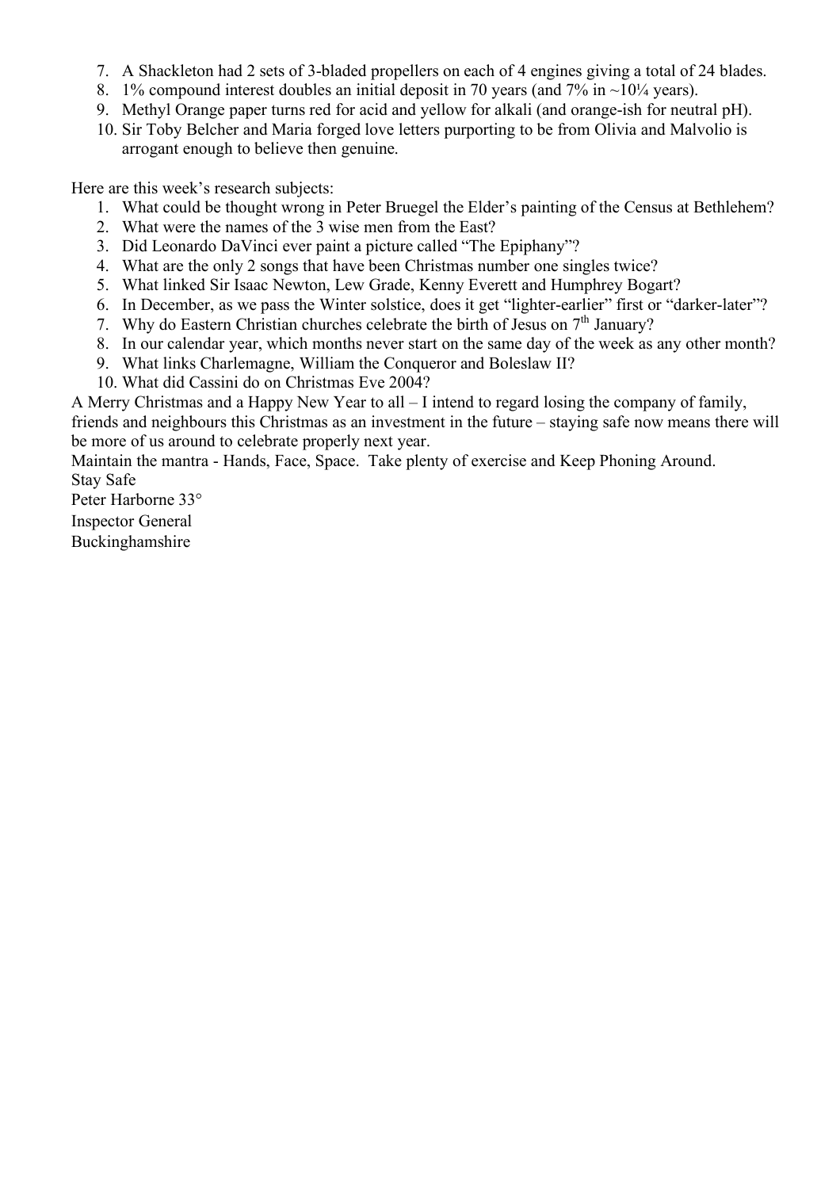7. A Shackleton had 2 sets of 3-bladed propellers on each of 4 engines giving a total of 24 blades.
8. 1% compound interest doubles an initial deposit in 70 years (and 7% in ~10¼ years).
9. Methyl Orange paper turns red for acid and yellow for alkali (and orange-ish for neutral pH).
10. Sir Toby Belcher and Maria forged love letters purporting to be from Olivia and Malvolio is arrogant enough to believe then genuine.

Here are this week's research subjects:

1. What could be thought wrong in Peter Bruegel the Elder's painting of the Census at Bethlehem?
2. What were the names of the 3 wise men from the East?
3. Did Leonardo DaVinci ever paint a picture called "The Epiphany"?
4. What are the only 2 songs that have been Christmas number one singles twice?
5. What linked Sir Isaac Newton, Lew Grade, Kenny Everett and Humphrey Bogart?
6. In December, as we pass the Winter solstice, does it get "lighter-earlier" first or "darker-later"?
7. Why do Eastern Christian churches celebrate the birth of Jesus on 7th January?
8. In our calendar year, which months never start on the same day of the week as any other month?
9. What links Charlemagne, William the Conqueror and Boleslaw II?
10. What did Cassini do on Christmas Eve 2004?

A Merry Christmas and a Happy New Year to all – I intend to regard losing the company of family, friends and neighbours this Christmas as an investment in the future – staying safe now means there will be more of us around to celebrate properly next year.

Maintain the mantra - Hands, Face, Space. Take plenty of exercise and Keep Phoning Around.

Stay Safe

Peter Harborne 33°

Inspector General

Buckinghamshire